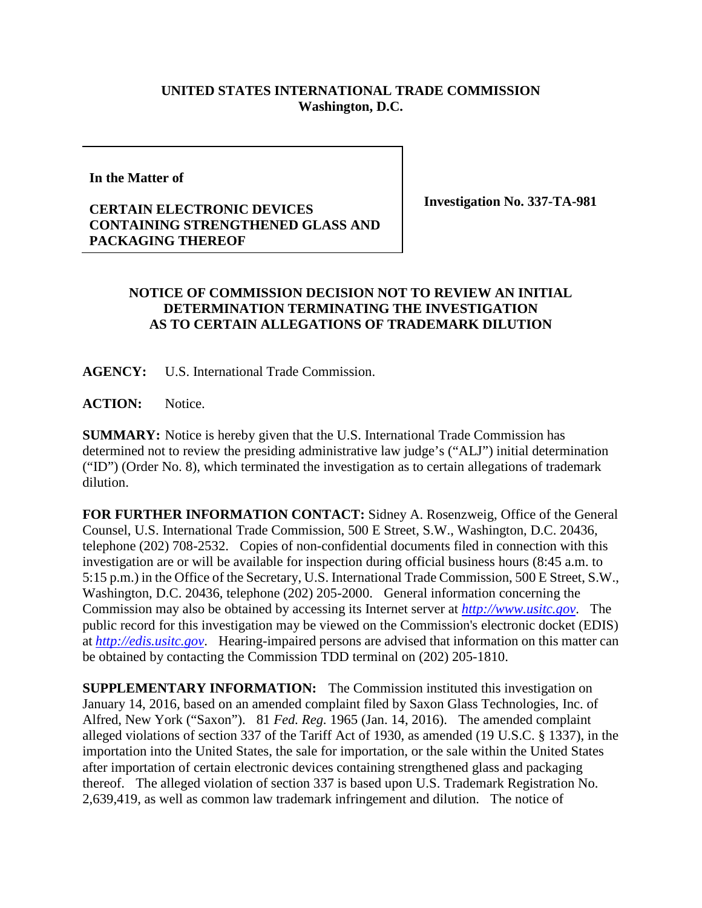**UNITED STATES INTERNATIONAL TRADE COMMISSION**
**Washington, D.C.**

| **In the Matter of**<br><br>**CERTAIN ELECTRONIC DEVICES CONTAINING STRENGTHENED GLASS AND PACKAGING THEREOF** | **Investigation No. 337-TA-981** |
| --- | --- |

## NOTICE OF COMMISSION DECISION NOT TO REVIEW AN INITIAL DETERMINATION TERMINATING THE INVESTIGATION AS TO CERTAIN ALLEGATIONS OF TRADEMARK DILUTION

**AGENCY:** U.S. International Trade Commission.

**ACTION:** Notice.

**SUMMARY:** Notice is hereby given that the U.S. International Trade Commission has determined not to review the presiding administrative law judge's ("ALJ") initial determination ("ID") (Order No. 8), which terminated the investigation as to certain allegations of trademark dilution.

**FOR FURTHER INFORMATION CONTACT:** Sidney A. Rosenzweig, Office of the General Counsel, U.S. International Trade Commission, 500 E Street, S.W., Washington, D.C. 20436, telephone (202) 708-2532. Copies of non-confidential documents filed in connection with this investigation are or will be available for inspection during official business hours (8:45 a.m. to 5:15 p.m.) in the Office of the Secretary, U.S. International Trade Commission, 500 E Street, S.W., Washington, D.C. 20436, telephone (202) 205-2000. General information concerning the Commission may also be obtained by accessing its Internet server at *http://www.usitc.gov*. The public record for this investigation may be viewed on the Commission's electronic docket (EDIS) at *http://edis.usitc.gov*. Hearing-impaired persons are advised that information on this matter can be obtained by contacting the Commission TDD terminal on (202) 205-1810.

**SUPPLEMENTARY INFORMATION:** The Commission instituted this investigation on January 14, 2016, based on an amended complaint filed by Saxon Glass Technologies, Inc. of Alfred, New York ("Saxon"). 81 *Fed. Reg.* 1965 (Jan. 14, 2016). The amended complaint alleged violations of section 337 of the Tariff Act of 1930, as amended (19 U.S.C. § 1337), in the importation into the United States, the sale for importation, or the sale within the United States after importation of certain electronic devices containing strengthened glass and packaging thereof. The alleged violation of section 337 is based upon U.S. Trademark Registration No. 2,639,419, as well as common law trademark infringement and dilution. The notice of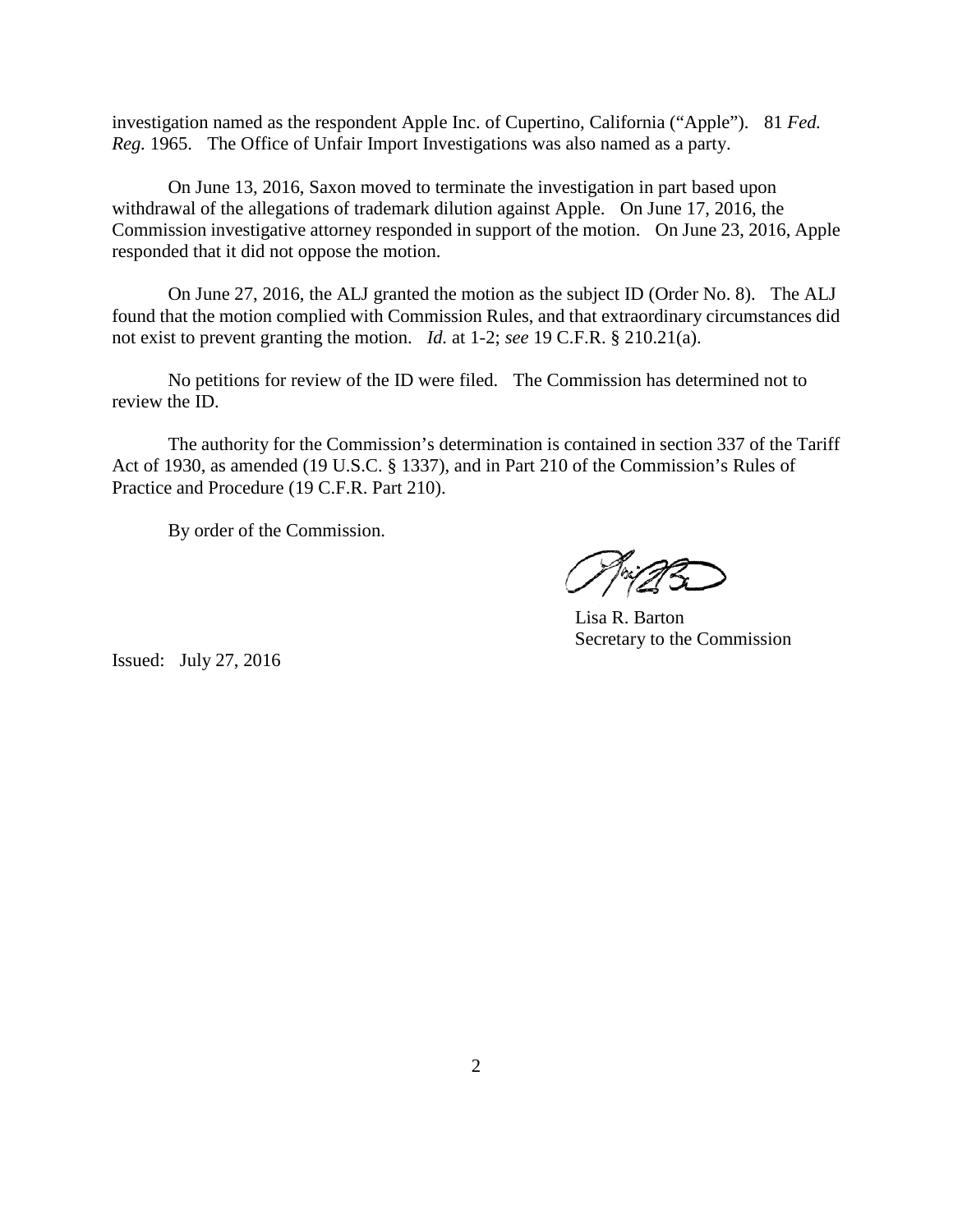investigation named as the respondent Apple Inc. of Cupertino, California ("Apple"). 81 *Fed. Reg.* 1965. The Office of Unfair Import Investigations was also named as a party.

On June 13, 2016, Saxon moved to terminate the investigation in part based upon withdrawal of the allegations of trademark dilution against Apple. On June 17, 2016, the Commission investigative attorney responded in support of the motion. On June 23, 2016, Apple responded that it did not oppose the motion.

On June 27, 2016, the ALJ granted the motion as the subject ID (Order No. 8). The ALJ found that the motion complied with Commission Rules, and that extraordinary circumstances did not exist to prevent granting the motion. *Id.* at 1-2; *see* 19 C.F.R. § 210.21(a).

No petitions for review of the ID were filed. The Commission has determined not to review the ID.

The authority for the Commission's determination is contained in section 337 of the Tariff Act of 1930, as amended (19 U.S.C. § 1337), and in Part 210 of the Commission's Rules of Practice and Procedure (19 C.F.R. Part 210).

By order of the Commission.

Lisa R. Barton
Secretary to the Commission

Issued: July 27, 2016